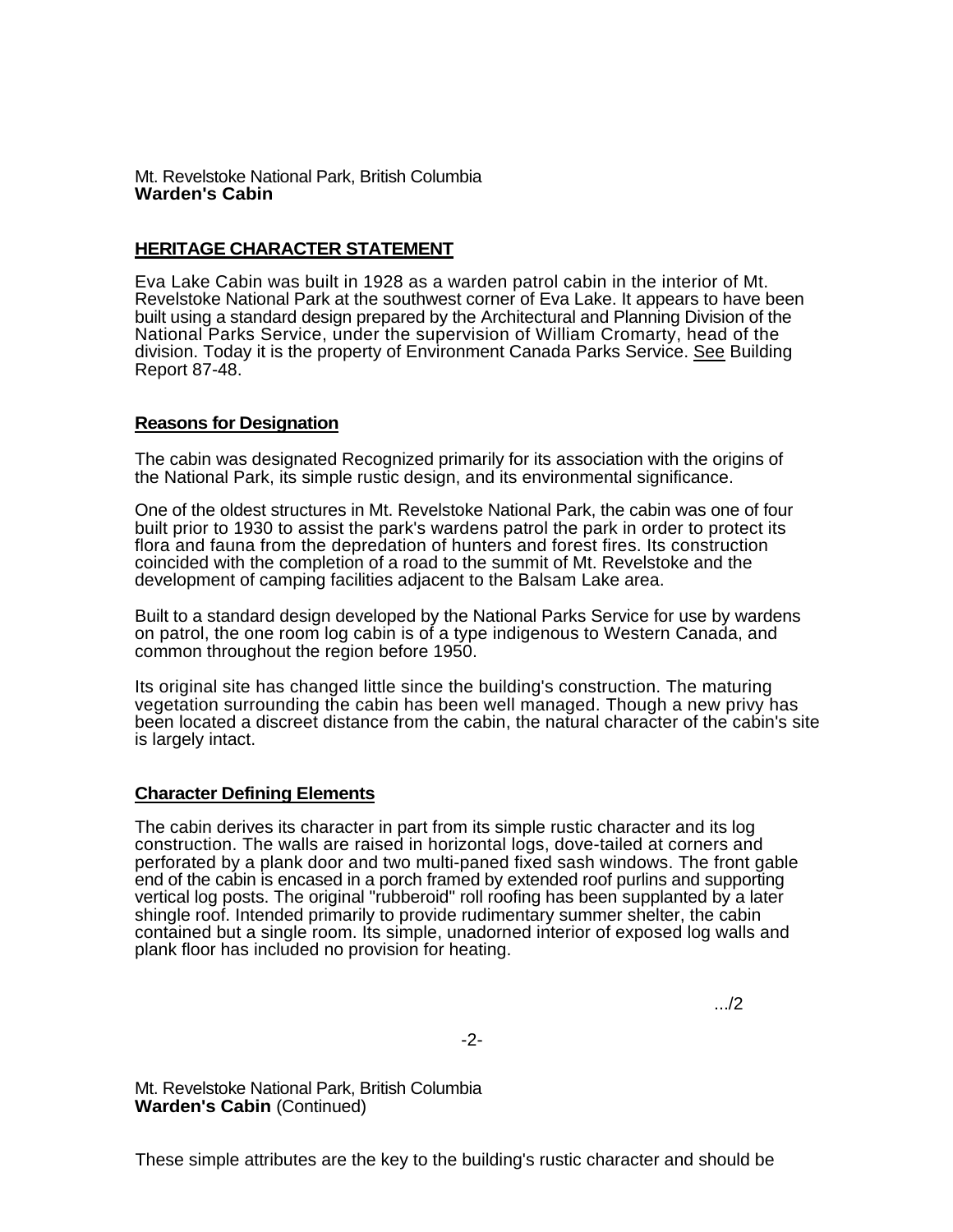Mt. Revelstoke National Park, British Columbia
**Warden's Cabin**

## HERITAGE CHARACTER STATEMENT

Eva Lake Cabin was built in 1928 as a warden patrol cabin in the interior of Mt. Revelstoke National Park at the southwest corner of Eva Lake. It appears to have been built using a standard design prepared by the Architectural and Planning Division of the National Parks Service, under the supervision of William Cromarty, head of the division. Today it is the property of Environment Canada Parks Service. See Building Report 87-48.

### Reasons for Designation

The cabin was designated Recognized primarily for its association with the origins of the National Park, its simple rustic design, and its environmental significance.

One of the oldest structures in Mt. Revelstoke National Park, the cabin was one of four built prior to 1930 to assist the park's wardens patrol the park in order to protect its flora and fauna from the depredation of hunters and forest fires. Its construction coincided with the completion of a road to the summit of Mt. Revelstoke and the development of camping facilities adjacent to the Balsam Lake area.

Built to a standard design developed by the National Parks Service for use by wardens on patrol, the one room log cabin is of a type indigenous to Western Canada, and common throughout the region before 1950.

Its original site has changed little since the building's construction. The maturing vegetation surrounding the cabin has been well managed. Though a new privy has been located a discreet distance from the cabin, the natural character of the cabin's site is largely intact.

### Character Defining Elements

The cabin derives its character in part from its simple rustic character and its log construction. The walls are raised in horizontal logs, dove-tailed at corners and perforated by a plank door and two multi-paned fixed sash windows. The front gable end of the cabin is encased in a porch framed by extended roof purlins and supporting vertical log posts. The original "rubberoid" roll roofing has been supplanted by a later shingle roof. Intended primarily to provide rudimentary summer shelter, the cabin contained but a single room. Its simple, unadorned interior of exposed log walls and plank floor has included no provision for heating.

.../2

Mt. Revelstoke National Park, British Columbia
**Warden's Cabin** (Continued)

These simple attributes are the key to the building's rustic character and should be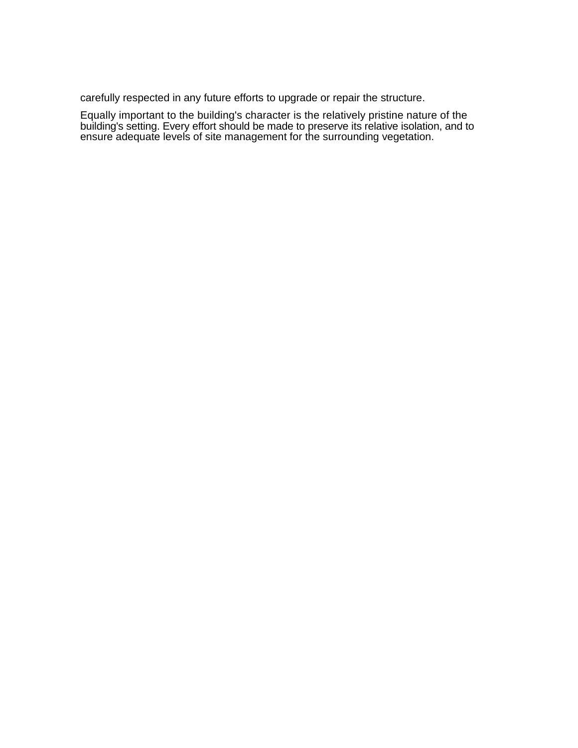carefully respected in any future efforts to upgrade or repair the structure.

Equally important to the building's character is the relatively pristine nature of the building's setting. Every effort should be made to preserve its relative isolation, and to ensure adequate levels of site management for the surrounding vegetation.